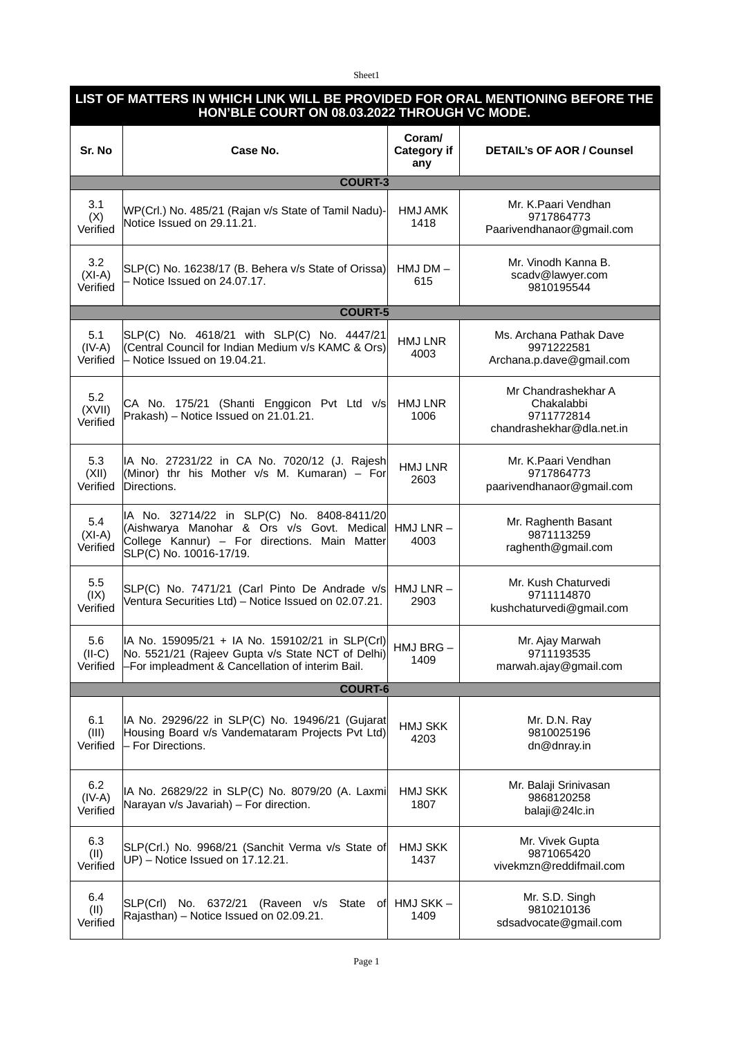## LIST OF MATTERS IN WHICH LINK WILL BE PROVIDED FOR ORAL MENTIONING BEFORE THE HON'BLE COURT ON 08.03.2022 THROUGH VC MODE.

| Sr. No | Case No. | Coram/ Category if any | DETAIL's OF AOR / Counsel |
|---|---|---|---|
| **COURT-3** | | | |
| 3.1 (X) Verified | WP(Crl.) No. 485/21 (Rajan v/s State of Tamil Nadu)- Notice Issued on 29.11.21. | HMJ AMK 1418 | Mr. K.Paari Vendhan 9717864773 Paarivendhanaor@gmail.com |
| 3.2 (XI-A) Verified | SLP(C) No. 16238/17 (B. Behera v/s State of Orissa) – Notice Issued on 24.07.17. | HMJ DM – 615 | Mr. Vinodh Kanna B. scadv@lawyer.com 9810195544 |
| **COURT-5** | | | |
| 5.1 (IV-A) Verified | SLP(C) No. 4618/21 with SLP(C) No. 4447/21 (Central Council for Indian Medium v/s KAMC & Ors) – Notice Issued on 19.04.21. | HMJ LNR 4003 | Ms. Archana Pathak Dave 9971222581 Archana.p.dave@gmail.com |
| 5.2 (XVII) Verified | CA No. 175/21 (Shanti Enggicon Pvt Ltd v/s Prakash) – Notice Issued on 21.01.21. | HMJ LNR 1006 | Mr Chandrashekhar A Chakalabbi 9711772814 chandrashekhar@dla.net.in |
| 5.3 (XII) Verified | IA No. 27231/22 in CA No. 7020/12 (J. Rajesh (Minor) thr his Mother v/s M. Kumaran) – For Directions. | HMJ LNR 2603 | Mr. K.Paari Vendhan 9717864773 paarivendhanaor@gmail.com |
| 5.4 (XI-A) Verified | IA No. 32714/22 in SLP(C) No. 8408-8411/20 (Aishwarya Manohar & Ors v/s Govt. Medical College Kannur) – For directions. Main Matter SLP(C) No. 10016-17/19. | HMJ LNR – 4003 | Mr. Raghenth Basant 9871113259 raghenth@gmail.com |
| 5.5 (IX) Verified | SLP(C) No. 7471/21 (Carl Pinto De Andrade v/s Ventura Securities Ltd) – Notice Issued on 02.07.21. | HMJ LNR – 2903 | Mr. Kush Chaturvedi 9711114870 kushchaturvedi@gmail.com |
| 5.6 (II-C) Verified | IA No. 159095/21 + IA No. 159102/21 in SLP(Crl) No. 5521/21 (Rajeev Gupta v/s State NCT of Delhi) –For impleadment & Cancellation of interim Bail. | HMJ BRG – 1409 | Mr. Ajay Marwah 9711193535 marwah.ajay@gmail.com |
| **COURT-6** | | | |
| 6.1 (III) Verified | IA No. 29296/22 in SLP(C) No. 19496/21 (Gujarat Housing Board v/s Vandemataram Projects Pvt Ltd) – For Directions. | HMJ SKK 4203 | Mr. D.N. Ray 9810025196 dn@dnray.in |
| 6.2 (IV-A) Verified | IA No. 26829/22 in SLP(C) No. 8079/20 (A. Laxmi Narayan v/s Javariah) – For direction. | HMJ SKK 1807 | Mr. Balaji Srinivasan 9868120258 balaji@24lc.in |
| 6.3 (II) Verified | SLP(Crl.) No. 9968/21 (Sanchit Verma v/s State of UP) – Notice Issued on 17.12.21. | HMJ SKK 1437 | Mr. Vivek Gupta 9871065420 vivekmzn@reddifmail.com |
| 6.4 (II) Verified | SLP(Crl) No. 6372/21 (Raveen v/s State of Rajasthan) – Notice Issued on 02.09.21. | HMJ SKK – 1409 | Mr. S.D. Singh 9810210136 sdsadvocate@gmail.com |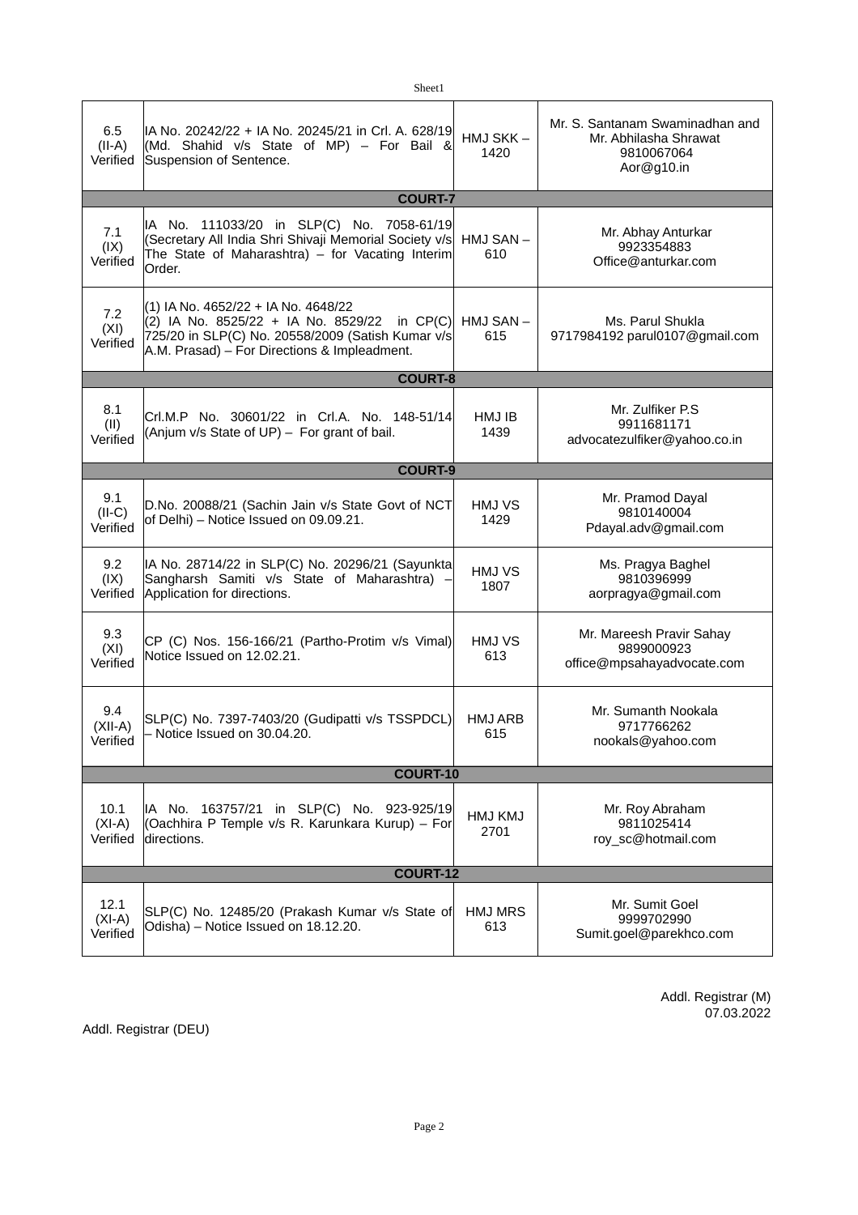| | | | |
|---|---|---|---|
| 6.5 (II-A) Verified | IA No. 20242/22 + IA No. 20245/21 in Crl. A. 628/19 (Md. Shahid v/s State of MP) – For Bail & Suspension of Sentence. | HMJ SKK – 1420 | Mr. S. Santanam Swaminadhan and Mr. Abhilasha Shrawat 9810067064 Aor@g10.in |
| **COURT-7** | | | |
| 7.1 (IX) Verified | IA No. 111033/20 in SLP(C) No. 7058-61/19 (Secretary All India Shri Shivaji Memorial Society v/s The State of Maharashtra) – for Vacating Interim Order. | HMJ SAN – 610 | Mr. Abhay Anturkar 9923354883 Office@anturkar.com |
| 7.2 (XI) Verified | (1) IA No. 4652/22 + IA No. 4648/22 (2) IA No. 8525/22 + IA No. 8529/22 in CP(C) 725/20 in SLP(C) No. 20558/2009 (Satish Kumar v/s A.M. Prasad) – For Directions & Impleadment. | HMJ SAN – 615 | Ms. Parul Shukla 9717984192 parul0107@gmail.com |
| **COURT-8** | | | |
| 8.1 (II) Verified | Crl.M.P No. 30601/22 in Crl.A. No. 148-51/14 (Anjum v/s State of UP) – For grant of bail. | HMJ IB 1439 | Mr. Zulfiker P.S 9911681171 advocatezulfiker@yahoo.co.in |
| **COURT-9** | | | |
| 9.1 (II-C) Verified | D.No. 20088/21 (Sachin Jain v/s State Govt of NCT of Delhi) – Notice Issued on 09.09.21. | HMJ VS 1429 | Mr. Pramod Dayal 9810140004 Pdayal.adv@gmail.com |
| 9.2 (IX) Verified | IA No. 28714/22 in SLP(C) No. 20296/21 (Sayunkta Sangharsh Samiti v/s State of Maharashtra) – Application for directions. | HMJ VS 1807 | Ms. Pragya Baghel 9810396999 aorpragya@gmail.com |
| 9.3 (XI) Verified | CP (C) Nos. 156-166/21 (Partho-Protim v/s Vimal) Notice Issued on 12.02.21. | HMJ VS 613 | Mr. Mareesh Pravir Sahay 9899000923 office@mpsahayadvocate.com |
| 9.4 (XII-A) Verified | SLP(C) No. 7397-7403/20 (Gudipatti v/s TSSPDCL) – Notice Issued on 30.04.20. | HMJ ARB 615 | Mr. Sumanth Nookala 9717766262 nookals@yahoo.com |
| **COURT-10** | | | |
| 10.1 (XI-A) Verified | IA No. 163757/21 in SLP(C) No. 923-925/19 (Oachhira P Temple v/s R. Karunkara Kurup) – For directions. | HMJ KMJ 2701 | Mr. Roy Abraham 9811025414 roy_sc@hotmail.com |
| **COURT-12** | | | |
| 12.1 (XI-A) Verified | SLP(C) No. 12485/20 (Prakash Kumar v/s State of Odisha) – Notice Issued on 18.12.20. | HMJ MRS 613 | Mr. Sumit Goel 9999702990 Sumit.goel@parekhco.com |

Addl. Registrar (M)
07.03.2022

Addl. Registrar (DEU)